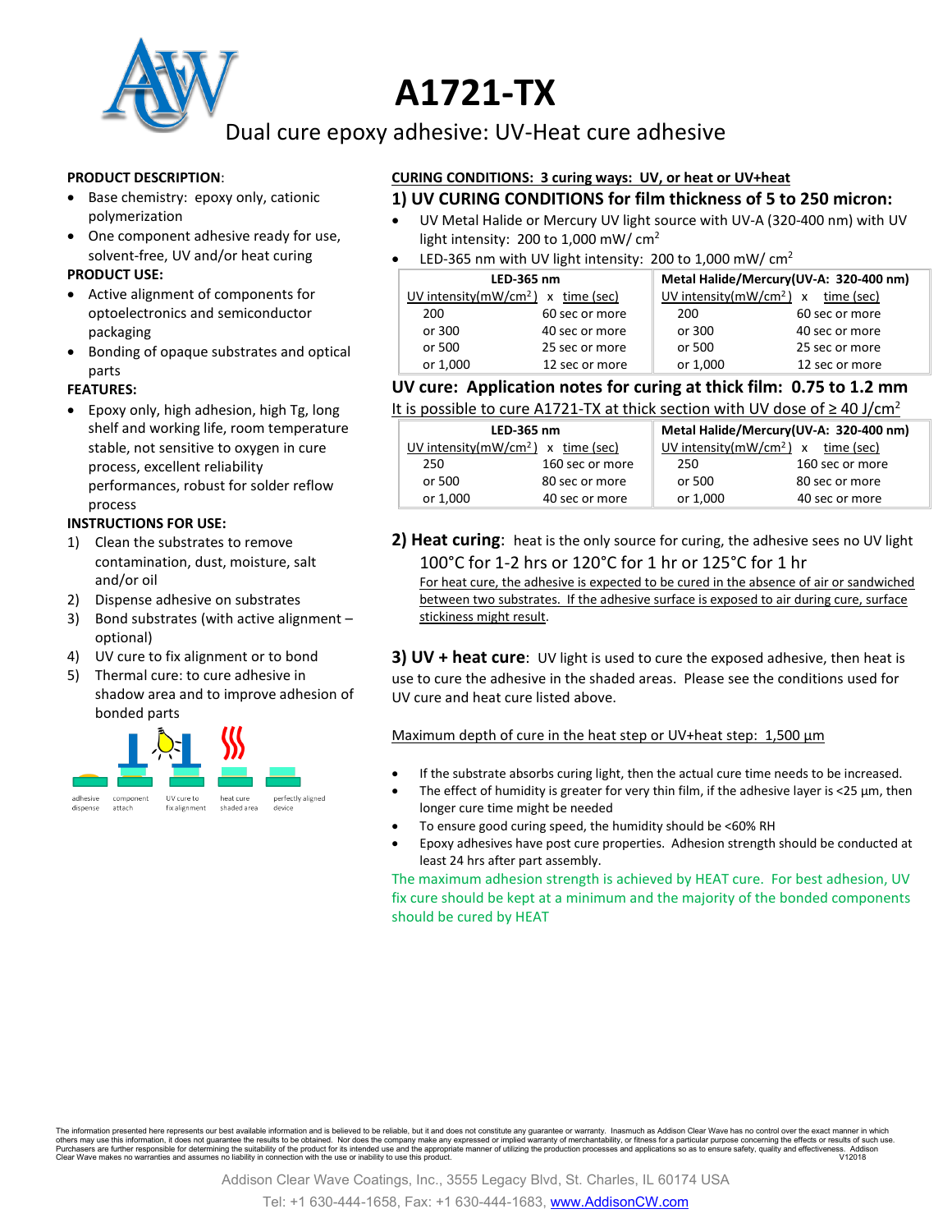# A1721-TX

## Dual cure epoxy adhesive: UV-Heat cure adhesive

**PRODUCT DESCRIPTION**:

- Base chemistry: epoxy only, cationic polymerization
- One component adhesive ready for use, solvent-free, UV and/or heat curing

**PRODUCT USE:**

- Active alignment of components for optoelectronics and semiconductor packaging
- Bonding of opaque substrates and optical parts

**FEATURES:**

- Epoxy only, high adhesion, high Tg, long shelf and working life, room temperature stable, not sensitive to oxygen in cure process, excellent reliability performances, robust for solder reflow process

**INSTRUCTIONS FOR USE:**

1) Clean the substrates to remove contamination, dust, moisture, salt and/or oil
2) Dispense adhesive on substrates
3) Bond substrates (with active alignment – optional)
4) UV cure to fix alignment or to bond
5) Thermal cure: to cure adhesive in shadow area and to improve adhesion of bonded parts

adhesive dispense | component attach | UV cure to fix alignment | heat cure shaded area | perfectly aligned device

**CURING CONDITIONS: 3 curing ways: UV, or heat or UV+heat**

### 1) UV CURING CONDITIONS for film thickness of 5 to 250 micron:

- UV Metal Halide or Mercury UV light source with UV-A (320-400 nm) with UV light intensity: 200 to 1,000 mW/ cm$^2$
- LED-365 nm with UV light intensity: 200 to 1,000 mW/ cm$^2$

| LED-365 nm | | Metal Halide/Mercury(UV-A: 320-400 nm) | |
|---|---|---|---|
| UV intensity(mW/cm$^2$) x | time (sec) | UV intensity(mW/cm$^2$) x | time (sec) |
| 200 | 60 sec or more | 200 | 60 sec or more |
| or 300 | 40 sec or more | or 300 | 40 sec or more |
| or 500 | 25 sec or more | or 500 | 25 sec or more |
| or 1,000 | 12 sec or more | or 1,000 | 12 sec or more |

### UV cure: Application notes for curing at thick film: 0.75 to 1.2 mm

It is possible to cure A1721-TX at thick section with UV dose of ≥ 40 J/cm$^2$

| LED-365 nm | | Metal Halide/Mercury(UV-A: 320-400 nm) | |
|---|---|---|---|
| UV intensity(mW/cm$^2$) x | time (sec) | UV intensity(mW/cm$^2$) x | time (sec) |
| 250 | 160 sec or more | 250 | 160 sec or more |
| or 500 | 80 sec or more | or 500 | 80 sec or more |
| or 1,000 | 40 sec or more | or 1,000 | 40 sec or more |

**2) Heat curing**: heat is the only source for curing, the adhesive sees no UV light

100°C for 1-2 hrs or 120°C for 1 hr or 125°C for 1 hr

For heat cure, the adhesive is expected to be cured in the absence of air or sandwiched between two substrates. If the adhesive surface is exposed to air during cure, surface stickiness might result.

**3) UV + heat cure**: UV light is used to cure the exposed adhesive, then heat is use to cure the adhesive in the shaded areas. Please see the conditions used for UV cure and heat cure listed above.

Maximum depth of cure in the heat step or UV+heat step: 1,500 µm

- If the substrate absorbs curing light, then the actual cure time needs to be increased.
- The effect of humidity is greater for very thin film, if the adhesive layer is <25 µm, then longer cure time might be needed
- To ensure good curing speed, the humidity should be <60% RH
- Epoxy adhesives have post cure properties. Adhesion strength should be conducted at least 24 hrs after part assembly.

The maximum adhesion strength is achieved by HEAT cure. For best adhesion, UV fix cure should be kept at a minimum and the majority of the bonded components should be cured by HEAT

The information presented here represents our best available information and is believed to be reliable, but it and does not constitute any guarantee or warranty. Inasmuch as Addison Clear Wave has no control over the exact manner in which others may use this information, it does not guarantee the results to be obtained. Nor does the company make any expressed or implied warranty of merchantability, or fitness for a particular purpose concerning the effects or results of such use. Purchasers are further responsible for determining the suitability of the product for its intended use and the appropriate manner of utilizing the production processes and applications so as to ensure safety, quality and effectiveness. Addison Clear Wave makes no warranties and assumes no liability in connection with the use or inability to use this product. V12018

Addison Clear Wave Coatings, Inc., 3555 Legacy Blvd, St. Charles, IL 60174 USA

Tel: +1 630-444-1658, Fax: +1 630-444-1683, www.AddisonCW.com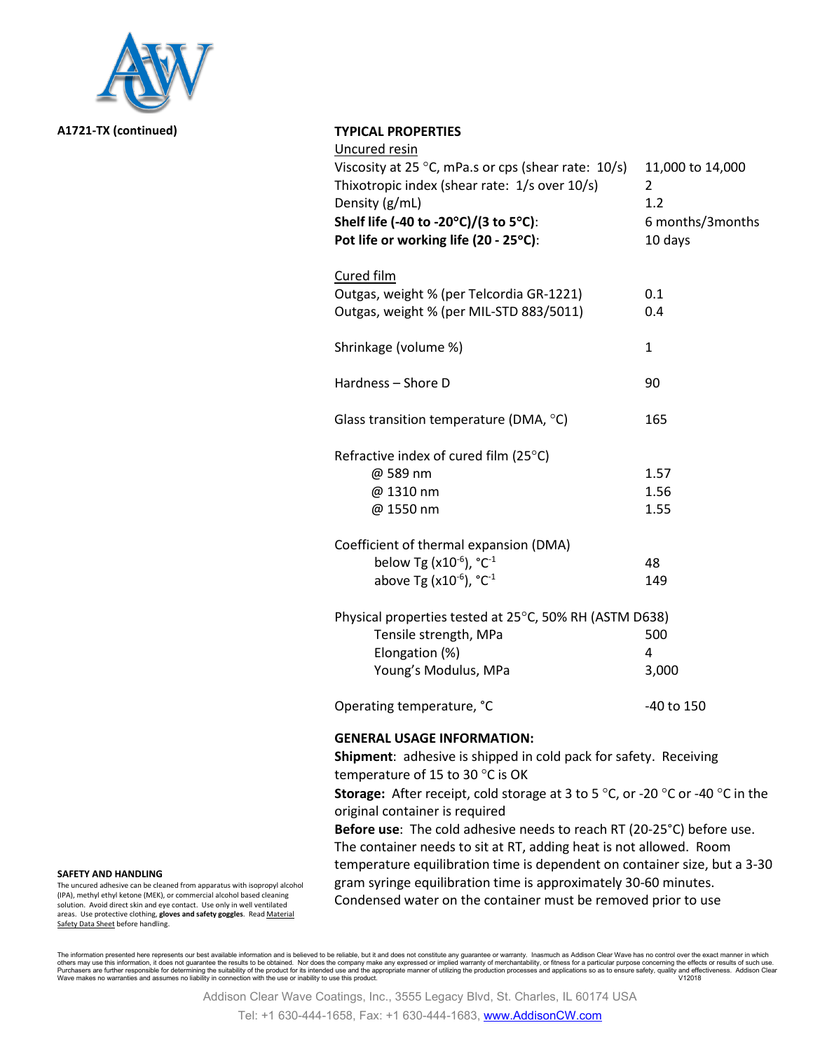**A1721-TX (continued)**

## TYPICAL PROPERTIES

| | |
|---|---|
| Uncured resin | |
| Viscosity at 25 °C, mPa.s or cps (shear rate: 10/s) | 11,000 to 14,000 |
| Thixotropic index (shear rate: 1/s over 10/s) | 2 |
| Density (g/mL) | 1.2 |
| **Shelf life (-40 to -20°C)/(3 to 5°C)**: | 6 months/3months |
| **Pot life or working life (20 - 25°C)**: | 10 days |
| Cured film | |
| Outgas, weight % (per Telcordia GR-1221) | 0.1 |
| Outgas, weight % (per MIL-STD 883/5011) | 0.4 |
| Shrinkage (volume %) | 1 |
| Hardness – Shore D | 90 |
| Glass transition temperature (DMA, °C) | 165 |
| Refractive index of cured film (25°C) | |
| @ 589 nm | 1.57 |
| @ 1310 nm | 1.56 |
| @ 1550 nm | 1.55 |
| Coefficient of thermal expansion (DMA) | |
| below Tg ($x10^{-6}$), $°C^{-1}$ | 48 |
| above Tg ($x10^{-6}$), $°C^{-1}$ | 149 |
| Physical properties tested at 25°C, 50% RH (ASTM D638) | |
| Tensile strength, MPa | 500 |
| Elongation (%) | 4 |
| Young's Modulus, MPa | 3,000 |
| Operating temperature, °C | -40 to 150 |

## GENERAL USAGE INFORMATION:

**Shipment**: adhesive is shipped in cold pack for safety. Receiving temperature of 15 to 30 °C is OK

**Storage:** After receipt, cold storage at 3 to 5 °C, or -20 °C or -40 °C in the original container is required

**Before use**: The cold adhesive needs to reach RT (20-25°C) before use. The container needs to sit at RT, adding heat is not allowed. Room temperature equilibration time is dependent on container size, but a 3-30 gram syringe equilibration time is approximately 30-60 minutes. Condensed water on the container must be removed prior to use

### SAFETY AND HANDLING

The uncured adhesive can be cleaned from apparatus with isopropyl alcohol (IPA), methyl ethyl ketone (MEK), or commercial alcohol based cleaning solution. Avoid direct skin and eye contact. Use only in well ventilated areas. Use protective clothing, **gloves and safety goggles**. Read Material Safety Data Sheet before handling.

The information presented here represents our best available information and is believed to be reliable, but it and does not constitute any guarantee or warranty. Inasmuch as Addison Clear Wave has no control over the exact manner in which others may use this information, it does not guarantee the results to be obtained. Nor does the company make any expressed or implied warranty of merchantability, or fitness for a particular purpose concerning the effects or results of such use. Purchasers are further responsible for determining the suitability of the product for its intended use and the appropriate manner of utilizing the production processes and applications so as to ensure safety, quality and effectiveness. Addison Clear Wave makes no warranties and assumes no liability in connection with the use or inability to use this product. V12018

Addison Clear Wave Coatings, Inc., 3555 Legacy Blvd, St. Charles, IL 60174 USA

Tel: +1 630-444-1658, Fax: +1 630-444-1683, www.AddisonCW.com